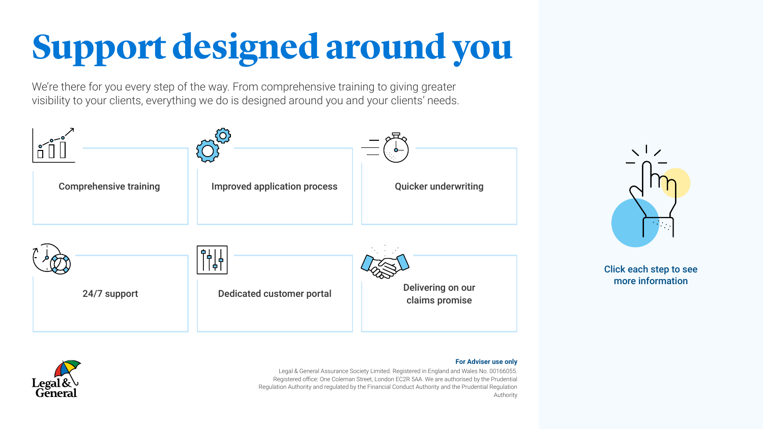# Support designed around you

We're there for you every step of the way. From comprehensive training to giving greater visibility to your clients, everything we do is designed around you and your clients' needs.

- Comprehensive training
- Improved application process
- Quicker underwriting
- 24/7 support
- Dedicated customer portal
- Delivering on our claims promise

Click each step to see more information

**For Adviser use only**

Legal & General Assurance Society Limited. Registered in England and Wales No. 00166055. Registered office: One Coleman Street, London EC2R 5AA. We are authorised by the Prudential Regulation Authority and regulated by the Financial Conduct Authority and the Prudential Regulation Authority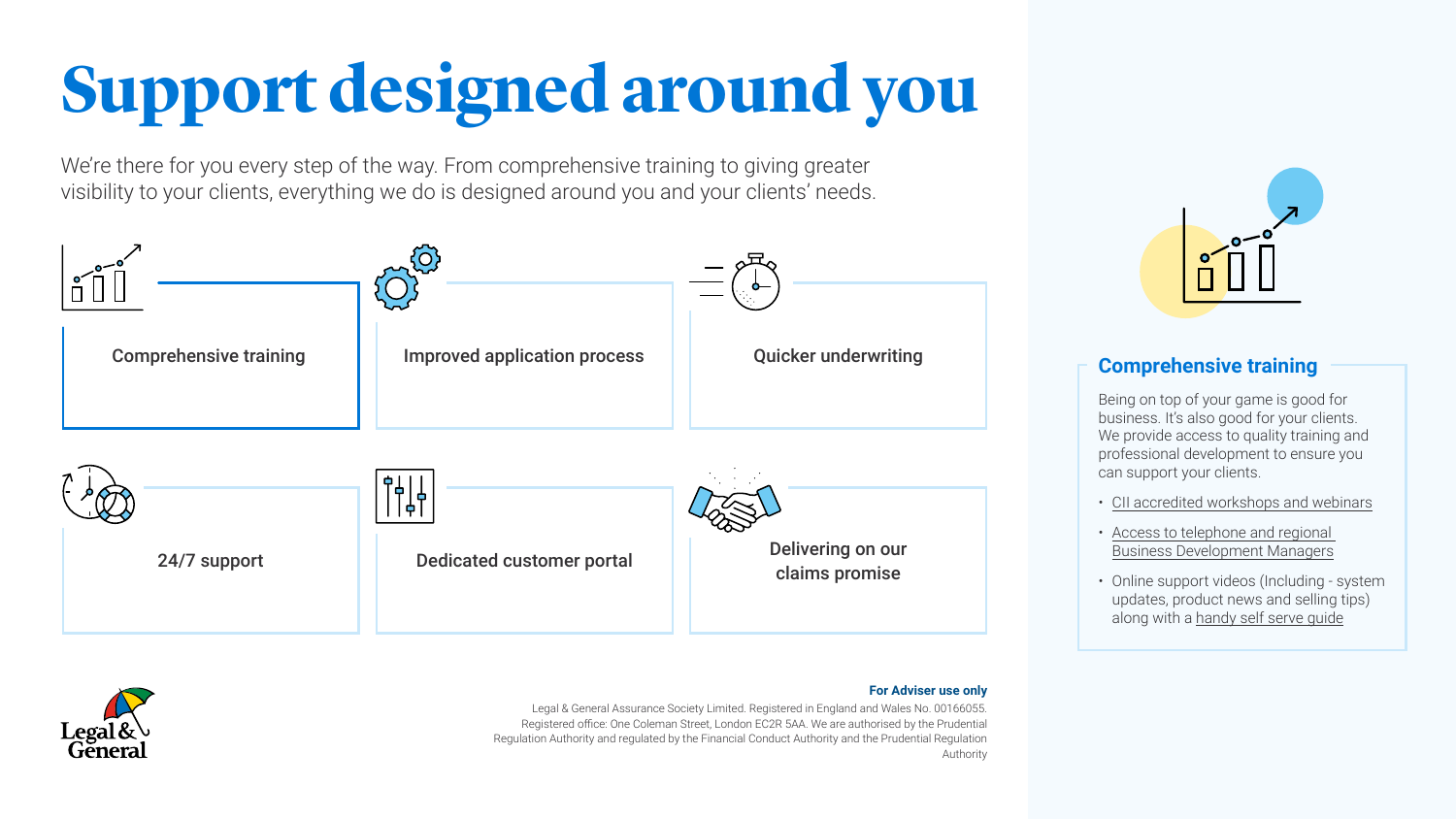# Support designed around you

We're there for you every step of the way. From comprehensive training to giving greater visibility to your clients, everything we do is designed around you and your clients' needs.

- Comprehensive training
- Improved application process
- Quicker underwriting
- 24/7 support
- Dedicated customer portal
- Delivering on our claims promise

## Comprehensive training

Being on top of your game is good for business. It's also good for your clients. We provide access to quality training and professional development to ensure you can support your clients.

- CII accredited workshops and webinars
- Access to telephone and regional Business Development Managers
- Online support videos (Including - system updates, product news and selling tips) along with a handy self serve guide

**For Adviser use only**

Legal & General Assurance Society Limited. Registered in England and Wales No. 00166055. Registered office: One Coleman Street, London EC2R 5AA. We are authorised by the Prudential Regulation Authority and regulated by the Financial Conduct Authority and the Prudential Regulation Authority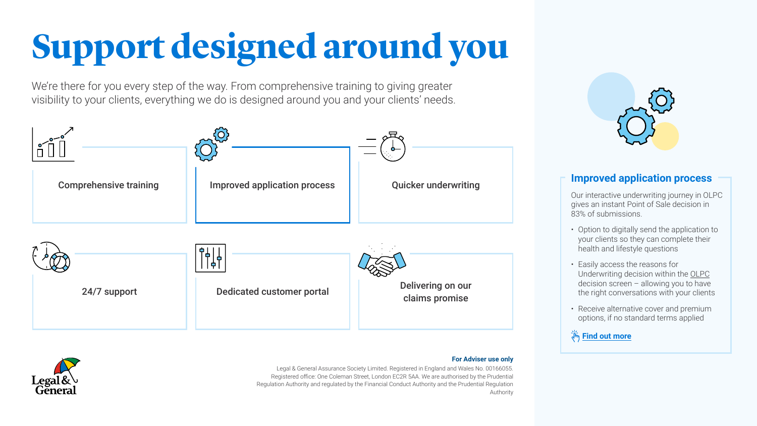# Support designed around you

We're there for you every step of the way. From comprehensive training to giving greater visibility to your clients, everything we do is designed around you and your clients' needs.

- Comprehensive training
- Improved application process
- Quicker underwriting
- 24/7 support
- Dedicated customer portal
- Delivering on our claims promise

## Improved application process

Our interactive underwriting journey in OLPC gives an instant Point of Sale decision in 83% of submissions.

- Option to digitally send the application to your clients so they can complete their health and lifestyle questions
- Easily access the reasons for Underwriting decision within the OLPC decision screen – allowing you to have the right conversations with your clients
- Receive alternative cover and premium options, if no standard terms applied

**Find out more**

**For Adviser use only**

Legal & General Assurance Society Limited. Registered in England and Wales No. 00166055. Registered office: One Coleman Street, London EC2R 5AA. We are authorised by the Prudential Regulation Authority and regulated by the Financial Conduct Authority and the Prudential Regulation Authority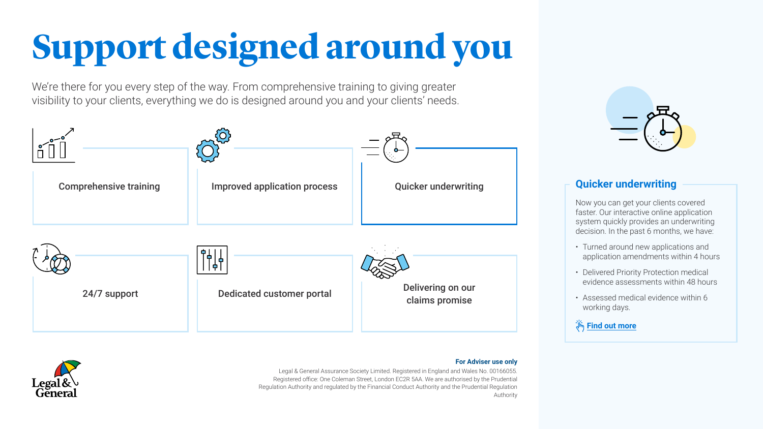# Support designed around you

We're there for you every step of the way. From comprehensive training to giving greater visibility to your clients, everything we do is designed around you and your clients' needs.

- Comprehensive training
- Improved application process
- Quicker underwriting
- 24/7 support
- Dedicated customer portal
- Delivering on our claims promise

## Quicker underwriting

Now you can get your clients covered faster. Our interactive online application system quickly provides an underwriting decision. In the past 6 months, we have:

- Turned around new applications and application amendments within 4 hours
- Delivered Priority Protection medical evidence assessments within 48 hours
- Assessed medical evidence within 6 working days.

Find out more

**For Adviser use only**

Legal & General Assurance Society Limited. Registered in England and Wales No. 00166055. Registered office: One Coleman Street, London EC2R 5AA. We are authorised by the Prudential Regulation Authority and regulated by the Financial Conduct Authority and the Prudential Regulation Authority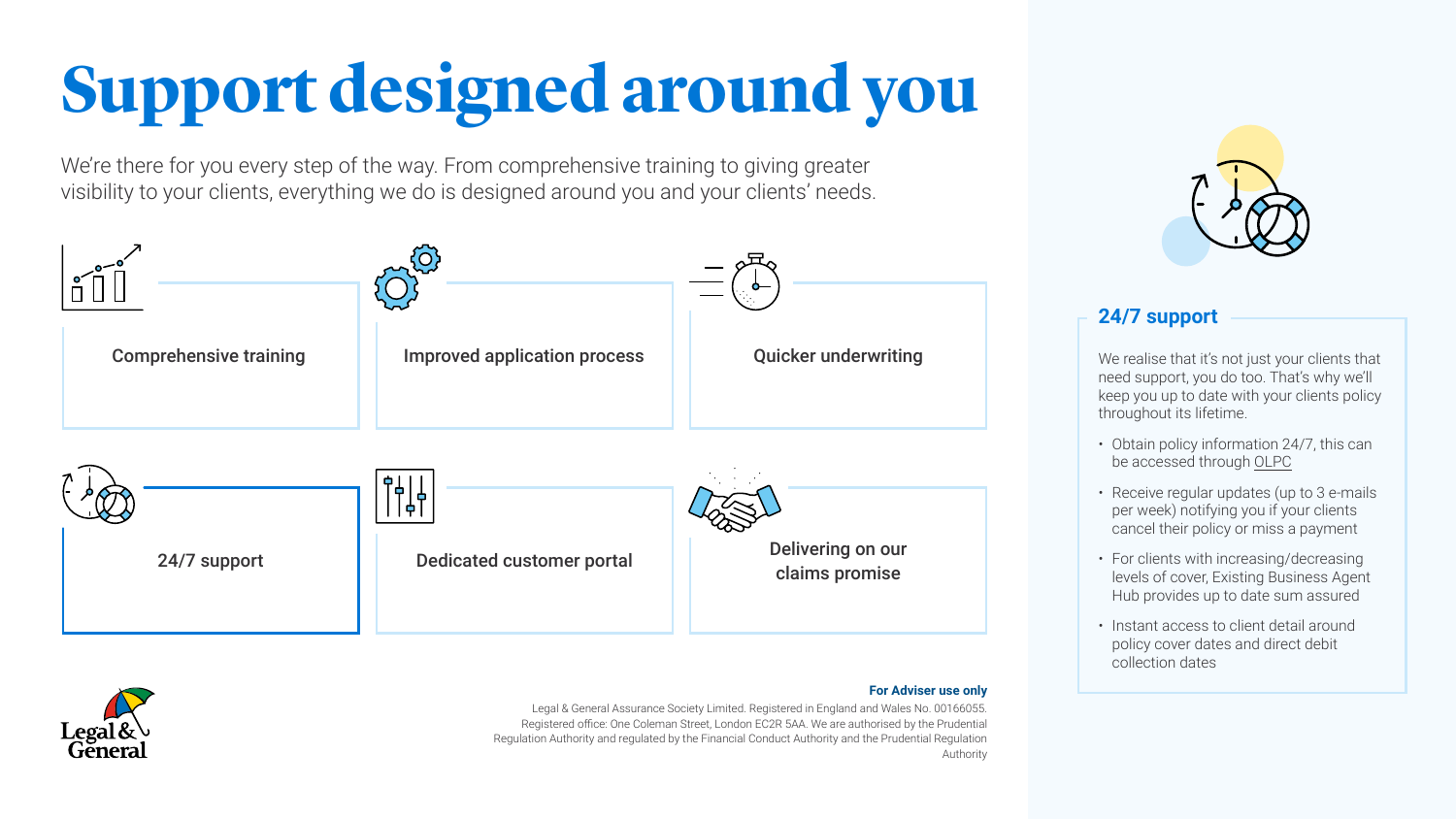# Support designed around you

We're there for you every step of the way. From comprehensive training to giving greater visibility to your clients, everything we do is designed around you and your clients' needs.

- Comprehensive training
- Improved application process
- Quicker underwriting
- 24/7 support
- Dedicated customer portal
- Delivering on our claims promise

## 24/7 support

We realise that it's not just your clients that need support, you do too. That's why we'll keep you up to date with your clients policy throughout its lifetime.

- Obtain policy information 24/7, this can be accessed through OLPC
- Receive regular updates (up to 3 e-mails per week) notifying you if your clients cancel their policy or miss a payment
- For clients with increasing/decreasing levels of cover, Existing Business Agent Hub provides up to date sum assured
- Instant access to client detail around policy cover dates and direct debit collection dates

**For Adviser use only**

Legal & General Assurance Society Limited. Registered in England and Wales No. 00166055. Registered office: One Coleman Street, London EC2R 5AA. We are authorised by the Prudential Regulation Authority and regulated by the Financial Conduct Authority and the Prudential Regulation Authority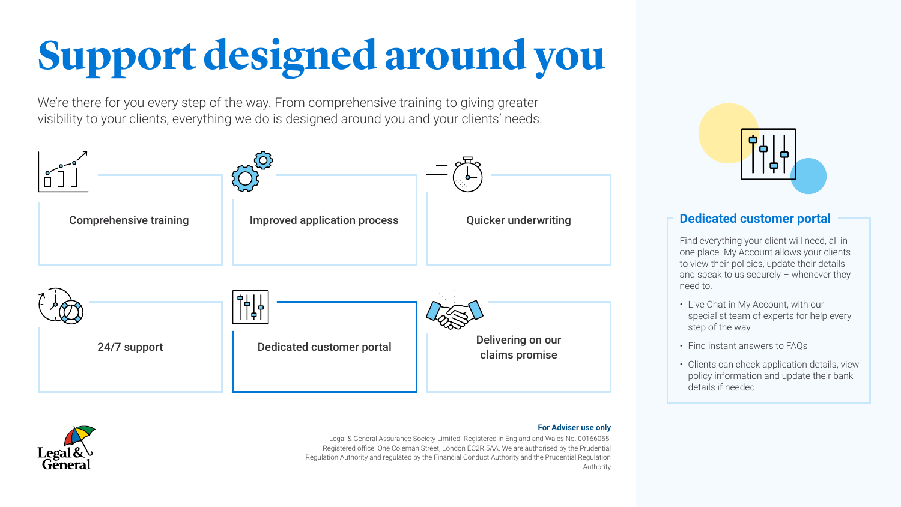# Support designed around you

We're there for you every step of the way. From comprehensive training to giving greater visibility to your clients, everything we do is designed around you and your clients' needs.

- Comprehensive training
- Improved application process
- Quicker underwriting
- 24/7 support
- Dedicated customer portal
- Delivering on our claims promise

## Dedicated customer portal

Find everything your client will need, all in one place. My Account allows your clients to view their policies, update their details and speak to us securely – whenever they need to.

- Live Chat in My Account, with our specialist team of experts for help every step of the way
- Find instant answers to FAQs
- Clients can check application details, view policy information and update their bank details if needed

**For Adviser use only**

Legal & General Assurance Society Limited. Registered in England and Wales No. 00166055. Registered office: One Coleman Street, London EC2R 5AA. We are authorised by the Prudential Regulation Authority and regulated by the Financial Conduct Authority and the Prudential Regulation Authority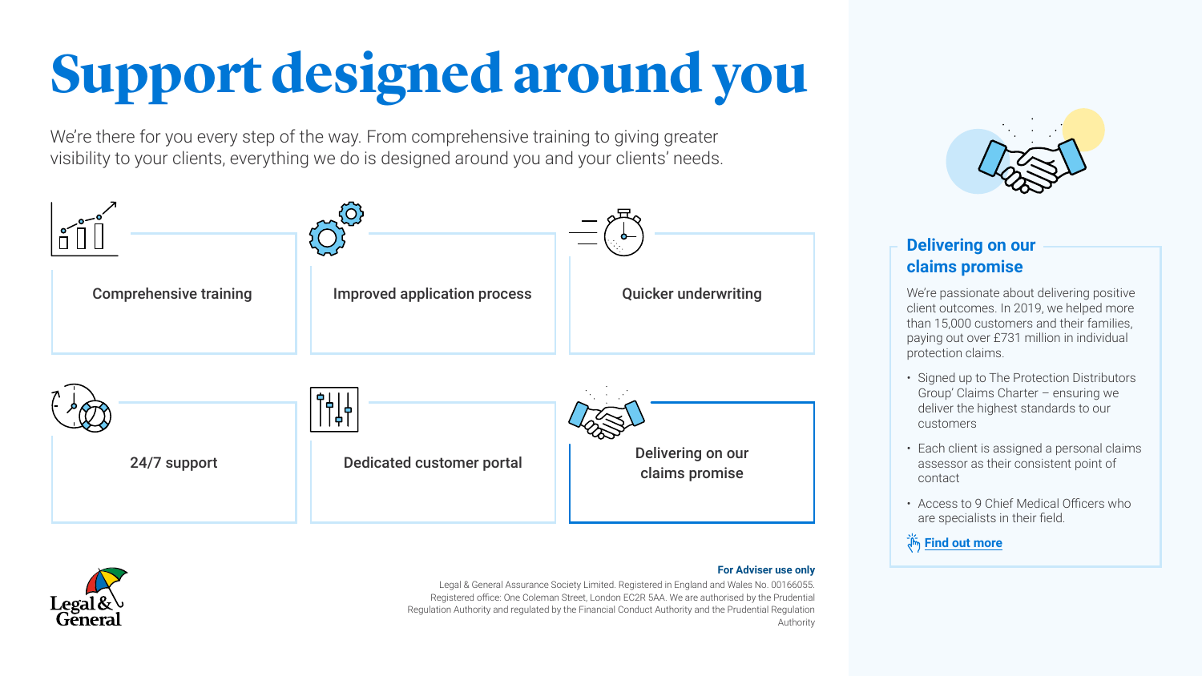# Support designed around you

We're there for you every step of the way. From comprehensive training to giving greater visibility to your clients, everything we do is designed around you and your clients' needs.

- Comprehensive training
- Improved application process
- Quicker underwriting
- 24/7 support
- Dedicated customer portal
- Delivering on our claims promise

## Delivering on our claims promise

We're passionate about delivering positive client outcomes. In 2019, we helped more than 15,000 customers and their families, paying out over £731 million in individual protection claims.

- Signed up to The Protection Distributors Group' Claims Charter – ensuring we deliver the highest standards to our customers
- Each client is assigned a personal claims assessor as their consistent point of contact
- Access to 9 Chief Medical Officers who are specialists in their field.

**Find out more**

Legal & General

**For Adviser use only**

Legal & General Assurance Society Limited. Registered in England and Wales No. 00166055. Registered office: One Coleman Street, London EC2R 5AA. We are authorised by the Prudential Regulation Authority and regulated by the Financial Conduct Authority and the Prudential Regulation Authority